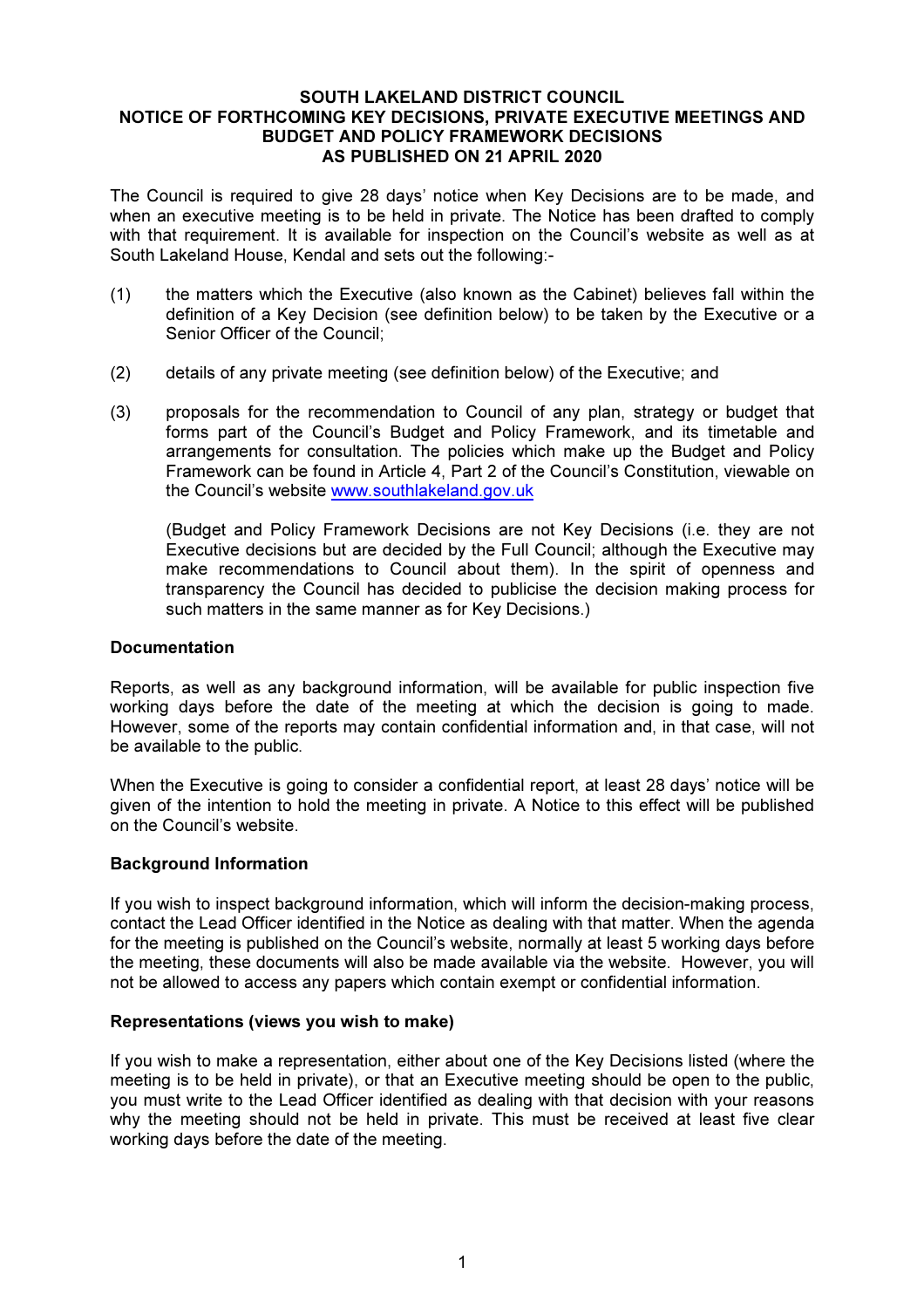**SOUTH LAKELAND DISTRICT COUNCIL**
**NOTICE OF FORTHCOMING KEY DECISIONS, PRIVATE EXECUTIVE MEETINGS AND BUDGET AND POLICY FRAMEWORK DECISIONS**
**AS PUBLISHED ON 21 APRIL 2020**

The Council is required to give 28 days' notice when Key Decisions are to be made, and when an executive meeting is to be held in private. The Notice has been drafted to comply with that requirement. It is available for inspection on the Council's website as well as at South Lakeland House, Kendal and sets out the following:-

(1) the matters which the Executive (also known as the Cabinet) believes fall within the definition of a Key Decision (see definition below) to be taken by the Executive or a Senior Officer of the Council;

(2) details of any private meeting (see definition below) of the Executive; and

(3) proposals for the recommendation to Council of any plan, strategy or budget that forms part of the Council's Budget and Policy Framework, and its timetable and arrangements for consultation. The policies which make up the Budget and Policy Framework can be found in Article 4, Part 2 of the Council's Constitution, viewable on the Council's website www.southlakeland.gov.uk

(Budget and Policy Framework Decisions are not Key Decisions (i.e. they are not Executive decisions but are decided by the Full Council; although the Executive may make recommendations to Council about them). In the spirit of openness and transparency the Council has decided to publicise the decision making process for such matters in the same manner as for Key Decisions.)

**Documentation**

Reports, as well as any background information, will be available for public inspection five working days before the date of the meeting at which the decision is going to made. However, some of the reports may contain confidential information and, in that case, will not be available to the public.

When the Executive is going to consider a confidential report, at least 28 days' notice will be given of the intention to hold the meeting in private. A Notice to this effect will be published on the Council's website.

**Background Information**

If you wish to inspect background information, which will inform the decision-making process, contact the Lead Officer identified in the Notice as dealing with that matter. When the agenda for the meeting is published on the Council's website, normally at least 5 working days before the meeting, these documents will also be made available via the website. However, you will not be allowed to access any papers which contain exempt or confidential information.

**Representations (views you wish to make)**

If you wish to make a representation, either about one of the Key Decisions listed (where the meeting is to be held in private), or that an Executive meeting should be open to the public, you must write to the Lead Officer identified as dealing with that decision with your reasons why the meeting should not be held in private. This must be received at least five clear working days before the date of the meeting.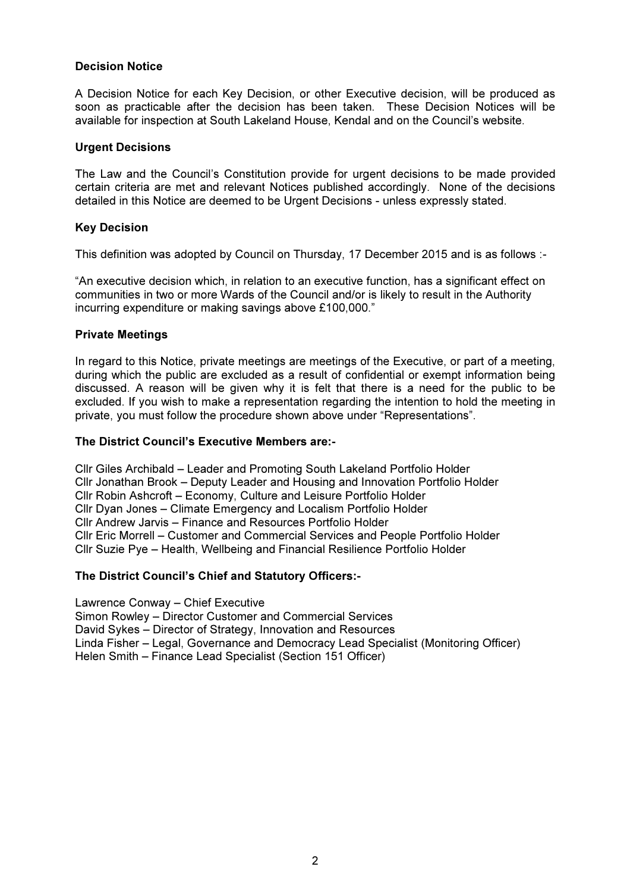**Decision Notice**

A Decision Notice for each Key Decision, or other Executive decision, will be produced as soon as practicable after the decision has been taken. These Decision Notices will be available for inspection at South Lakeland House, Kendal and on the Council's website.

**Urgent Decisions**

The Law and the Council's Constitution provide for urgent decisions to be made provided certain criteria are met and relevant Notices published accordingly. None of the decisions detailed in this Notice are deemed to be Urgent Decisions - unless expressly stated.

**Key Decision**

This definition was adopted by Council on Thursday, 17 December 2015 and is as follows :-

"An executive decision which, in relation to an executive function, has a significant effect on communities in two or more Wards of the Council and/or is likely to result in the Authority incurring expenditure or making savings above £100,000."

**Private Meetings**

In regard to this Notice, private meetings are meetings of the Executive, or part of a meeting, during which the public are excluded as a result of confidential or exempt information being discussed. A reason will be given why it is felt that there is a need for the public to be excluded. If you wish to make a representation regarding the intention to hold the meeting in private, you must follow the procedure shown above under "Representations".

**The District Council's Executive Members are:-**

Cllr Giles Archibald – Leader and Promoting South Lakeland Portfolio Holder
Cllr Jonathan Brook – Deputy Leader and Housing and Innovation Portfolio Holder
Cllr Robin Ashcroft – Economy, Culture and Leisure Portfolio Holder
Cllr Dyan Jones – Climate Emergency and Localism Portfolio Holder
Cllr Andrew Jarvis – Finance and Resources Portfolio Holder
Cllr Eric Morrell – Customer and Commercial Services and People Portfolio Holder
Cllr Suzie Pye – Health, Wellbeing and Financial Resilience Portfolio Holder

**The District Council's Chief and Statutory Officers:-**

Lawrence Conway – Chief Executive
Simon Rowley – Director Customer and Commercial Services
David Sykes – Director of Strategy, Innovation and Resources
Linda Fisher – Legal, Governance and Democracy Lead Specialist (Monitoring Officer)
Helen Smith – Finance Lead Specialist (Section 151 Officer)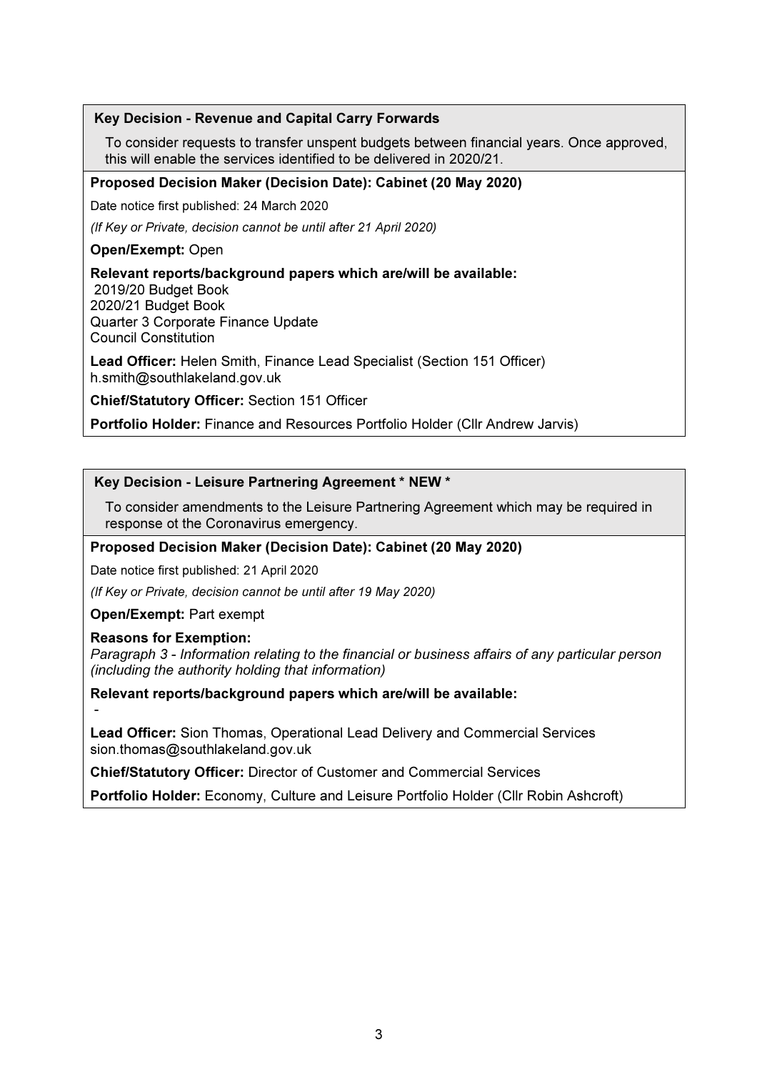**Key Decision - Revenue and Capital Carry Forwards**

To consider requests to transfer unspent budgets between financial years. Once approved, this will enable the services identified to be delivered in 2020/21.

**Proposed Decision Maker (Decision Date): Cabinet (20 May 2020)**

Date notice first published: 24 March 2020

*(If Key or Private, decision cannot be until after 21 April 2020)*

**Open/Exempt:** Open

**Relevant reports/background papers which are/will be available:**
2019/20 Budget Book
2020/21 Budget Book
Quarter 3 Corporate Finance Update
Council Constitution

**Lead Officer:** Helen Smith, Finance Lead Specialist (Section 151 Officer)
h.smith@southlakeland.gov.uk

**Chief/Statutory Officer:** Section 151 Officer

**Portfolio Holder:** Finance and Resources Portfolio Holder (Cllr Andrew Jarvis)

---

**Key Decision - Leisure Partnering Agreement * NEW ***

To consider amendments to the Leisure Partnering Agreement which may be required in response ot the Coronavirus emergency.

**Proposed Decision Maker (Decision Date): Cabinet (20 May 2020)**

Date notice first published: 21 April 2020

*(If Key or Private, decision cannot be until after 19 May 2020)*

**Open/Exempt:** Part exempt

**Reasons for Exemption:**
*Paragraph 3 - Information relating to the financial or business affairs of any particular person (including the authority holding that information)*

**Relevant reports/background papers which are/will be available:**
-

**Lead Officer:** Sion Thomas, Operational Lead Delivery and Commercial Services
sion.thomas@southlakeland.gov.uk

**Chief/Statutory Officer:** Director of Customer and Commercial Services

**Portfolio Holder:** Economy, Culture and Leisure Portfolio Holder (Cllr Robin Ashcroft)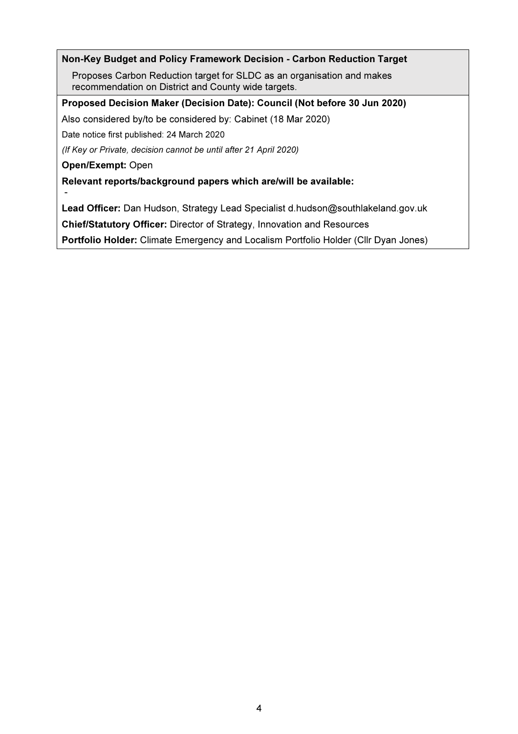**Non-Key Budget and Policy Framework Decision - Carbon Reduction Target**

Proposes Carbon Reduction target for SLDC as an organisation and makes recommendation on District and County wide targets.

**Proposed Decision Maker (Decision Date): Council (Not before 30 Jun 2020)**

Also considered by/to be considered by: Cabinet (18 Mar 2020)

Date notice first published: 24 March 2020

*(If Key or Private, decision cannot be until after 21 April 2020)*

**Open/Exempt:** Open

**Relevant reports/background papers which are/will be available:**

-

**Lead Officer:** Dan Hudson, Strategy Lead Specialist d.hudson@southlakeland.gov.uk

**Chief/Statutory Officer:** Director of Strategy, Innovation and Resources

**Portfolio Holder:** Climate Emergency and Localism Portfolio Holder (Cllr Dyan Jones)